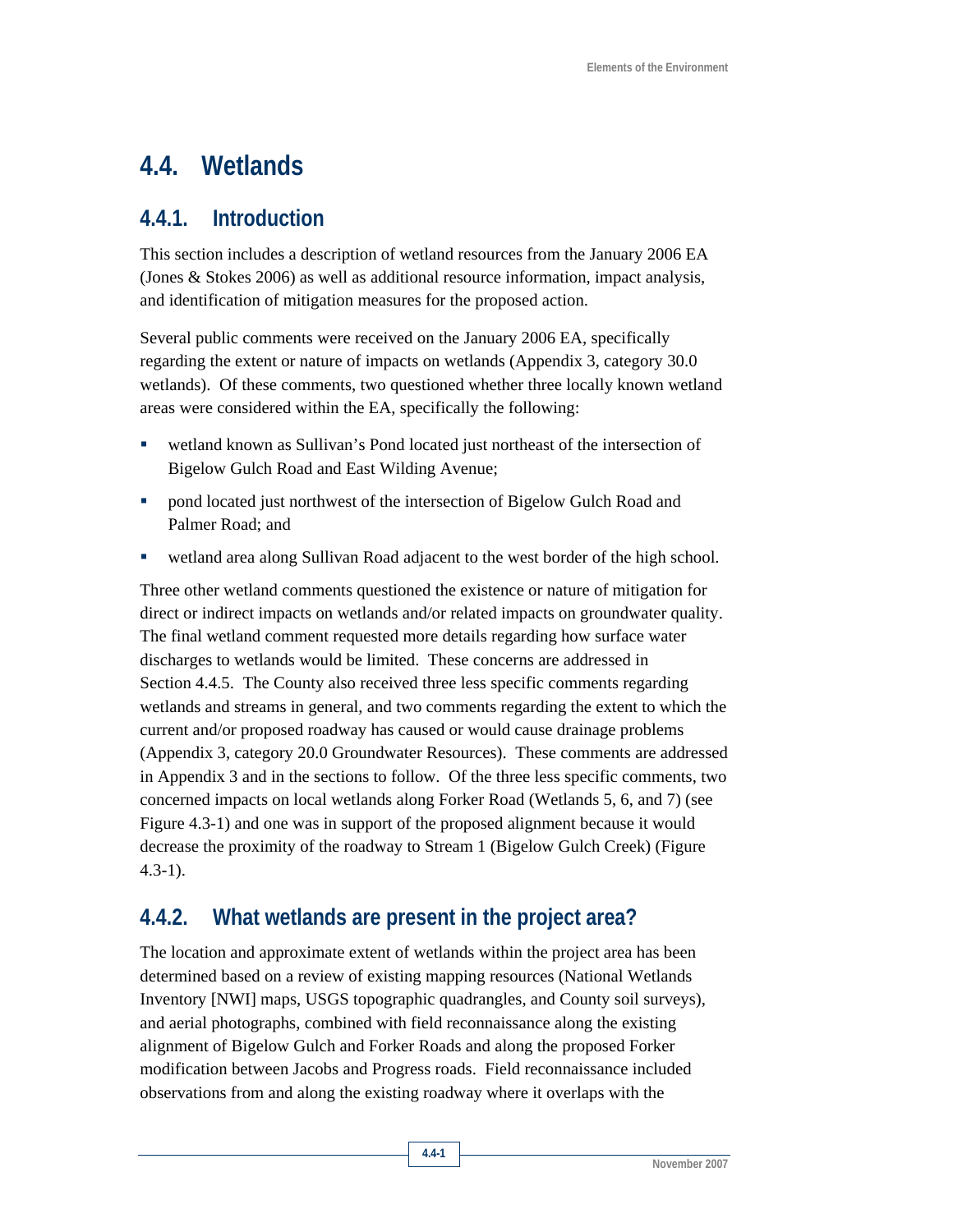# 4.4. Wetlands

## 4.4.1. Introduction

This section includes a description of wetland resources from the January 2006 EA (Jones & Stokes 2006) as well as additional resource information, impact analysis, and identification of mitigation measures for the proposed action.

Several public comments were received on the January 2006 EA, specifically regarding the extent or nature of impacts on wetlands (Appendix 3, category 30.0 wetlands). Of these comments, two questioned whether three locally known wetland areas were considered within the EA, specifically the following:

- wetland known as Sullivan's Pond located just northeast of the intersection of Bigelow Gulch Road and East Wilding Avenue;
- pond located just northwest of the intersection of Bigelow Gulch Road and Palmer Road; and
- wetland area along Sullivan Road adjacent to the west border of the high school.

Three other wetland comments questioned the existence or nature of mitigation for direct or indirect impacts on wetlands and/or related impacts on groundwater quality. The final wetland comment requested more details regarding how surface water discharges to wetlands would be limited. These concerns are addressed in Section 4.4.5. The County also received three less specific comments regarding wetlands and streams in general, and two comments regarding the extent to which the current and/or proposed roadway has caused or would cause drainage problems (Appendix 3, category 20.0 Groundwater Resources). These comments are addressed in Appendix 3 and in the sections to follow. Of the three less specific comments, two concerned impacts on local wetlands along Forker Road (Wetlands 5, 6, and 7) (see Figure 4.3-1) and one was in support of the proposed alignment because it would decrease the proximity of the roadway to Stream 1 (Bigelow Gulch Creek) (Figure 4.3-1).

## 4.4.2. What wetlands are present in the project area?

The location and approximate extent of wetlands within the project area has been determined based on a review of existing mapping resources (National Wetlands Inventory [NWI] maps, USGS topographic quadrangles, and County soil surveys), and aerial photographs, combined with field reconnaissance along the existing alignment of Bigelow Gulch and Forker Roads and along the proposed Forker modification between Jacobs and Progress roads. Field reconnaissance included observations from and along the existing roadway where it overlaps with the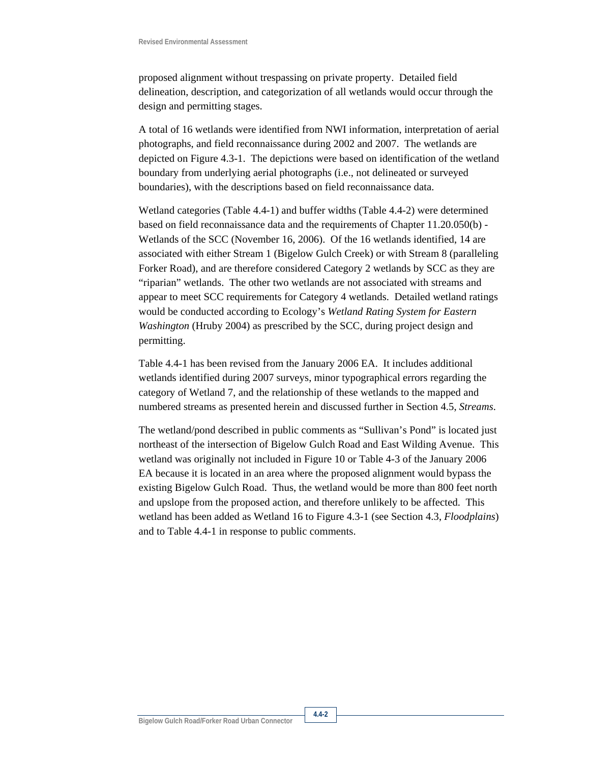proposed alignment without trespassing on private property. Detailed field delineation, description, and categorization of all wetlands would occur through the design and permitting stages.

A total of 16 wetlands were identified from NWI information, interpretation of aerial photographs, and field reconnaissance during 2002 and 2007. The wetlands are depicted on Figure 4.3-1. The depictions were based on identification of the wetland boundary from underlying aerial photographs (i.e., not delineated or surveyed boundaries), with the descriptions based on field reconnaissance data.

Wetland categories (Table 4.4-1) and buffer widths (Table 4.4-2) were determined based on field reconnaissance data and the requirements of Chapter 11.20.050(b) - Wetlands of the SCC (November 16, 2006). Of the 16 wetlands identified, 14 are associated with either Stream 1 (Bigelow Gulch Creek) or with Stream 8 (paralleling Forker Road), and are therefore considered Category 2 wetlands by SCC as they are "riparian" wetlands. The other two wetlands are not associated with streams and appear to meet SCC requirements for Category 4 wetlands. Detailed wetland ratings would be conducted according to Ecology's *Wetland Rating System for Eastern Washington* (Hruby 2004) as prescribed by the SCC, during project design and permitting.

Table 4.4-1 has been revised from the January 2006 EA. It includes additional wetlands identified during 2007 surveys, minor typographical errors regarding the category of Wetland 7, and the relationship of these wetlands to the mapped and numbered streams as presented herein and discussed further in Section 4.5, *Streams*.

The wetland/pond described in public comments as "Sullivan's Pond" is located just northeast of the intersection of Bigelow Gulch Road and East Wilding Avenue. This wetland was originally not included in Figure 10 or Table 4-3 of the January 2006 EA because it is located in an area where the proposed alignment would bypass the existing Bigelow Gulch Road. Thus, the wetland would be more than 800 feet north and upslope from the proposed action, and therefore unlikely to be affected. This wetland has been added as Wetland 16 to Figure 4.3-1 (see Section 4.3, *Floodplains*) and to Table 4.4-1 in response to public comments.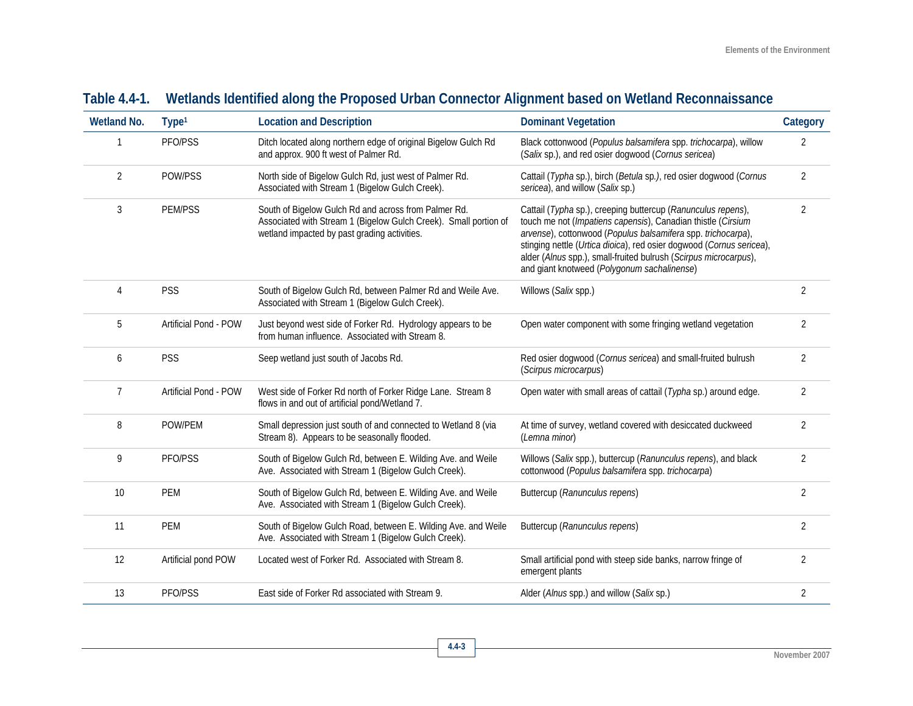## Table 4.4-1. Wetlands Identified along the Proposed Urban Connector Alignment based on Wetland Reconnaissance

| Wetland No. | Type[1] | Location and Description | Dominant Vegetation | Category |
|---|---|---|---|---|
| 1 | PFO/PSS | Ditch located along northern edge of original Bigelow Gulch Rd and approx. 900 ft west of Palmer Rd. | Black cottonwood (*Populus balsamifera* spp. *trichocarpa*), willow (*Salix* sp.), and red osier dogwood (*Cornus sericea*) | 2 |
| 2 | POW/PSS | North side of Bigelow Gulch Rd, just west of Palmer Rd. Associated with Stream 1 (Bigelow Gulch Creek). | Cattail (*Typha* sp.), birch (*Betula* sp.), red osier dogwood (*Cornus sericea*), and willow (*Salix* sp.) | 2 |
| 3 | PEM/PSS | South of Bigelow Gulch Rd and across from Palmer Rd. Associated with Stream 1 (Bigelow Gulch Creek). Small portion of wetland impacted by past grading activities. | Cattail (*Typha* sp.), creeping buttercup (*Ranunculus repens*), touch me not (*Impatiens capensis*), Canadian thistle (*Cirsium arvense*), cottonwood (*Populus balsamifera* spp. *trichocarpa*), stinging nettle (*Urtica dioica*), red osier dogwood (*Cornus sericea*), alder (*Alnus* spp.), small-fruited bulrush (*Scirpus microcarpus*), and giant knotweed (*Polygonum sachalinense*) | 2 |
| 4 | PSS | South of Bigelow Gulch Rd, between Palmer Rd and Weile Ave. Associated with Stream 1 (Bigelow Gulch Creek). | Willows (*Salix* spp.) | 2 |
| 5 | Artificial Pond - POW | Just beyond west side of Forker Rd. Hydrology appears to be from human influence. Associated with Stream 8. | Open water component with some fringing wetland vegetation | 2 |
| 6 | PSS | Seep wetland just south of Jacobs Rd. | Red osier dogwood (*Cornus sericea*) and small-fruited bulrush (*Scirpus microcarpus*) | 2 |
| 7 | Artificial Pond - POW | West side of Forker Rd north of Forker Ridge Lane. Stream 8 flows in and out of artificial pond/Wetland 7. | Open water with small areas of cattail (*Typha* sp.) around edge. | 2 |
| 8 | POW/PEM | Small depression just south of and connected to Wetland 8 (via Stream 8). Appears to be seasonally flooded. | At time of survey, wetland covered with desiccated duckweed (*Lemna minor*) | 2 |
| 9 | PFO/PSS | South of Bigelow Gulch Rd, between E. Wilding Ave. and Weile Ave. Associated with Stream 1 (Bigelow Gulch Creek). | Willows (*Salix* spp.), buttercup (*Ranunculus repens*), and black cottonwood (*Populus balsamifera* spp. *trichocarpa*) | 2 |
| 10 | PEM | South of Bigelow Gulch Rd, between E. Wilding Ave. and Weile Ave. Associated with Stream 1 (Bigelow Gulch Creek). | Buttercup (*Ranunculus repens*) | 2 |
| 11 | PEM | South of Bigelow Gulch Road, between E. Wilding Ave. and Weile Ave. Associated with Stream 1 (Bigelow Gulch Creek). | Buttercup (*Ranunculus repens*) | 2 |
| 12 | Artificial pond POW | Located west of Forker Rd. Associated with Stream 8. | Small artificial pond with steep side banks, narrow fringe of emergent plants | 2 |
| 13 | PFO/PSS | East side of Forker Rd associated with Stream 9. | Alder (*Alnus* spp.) and willow (*Salix* sp.) | 2 |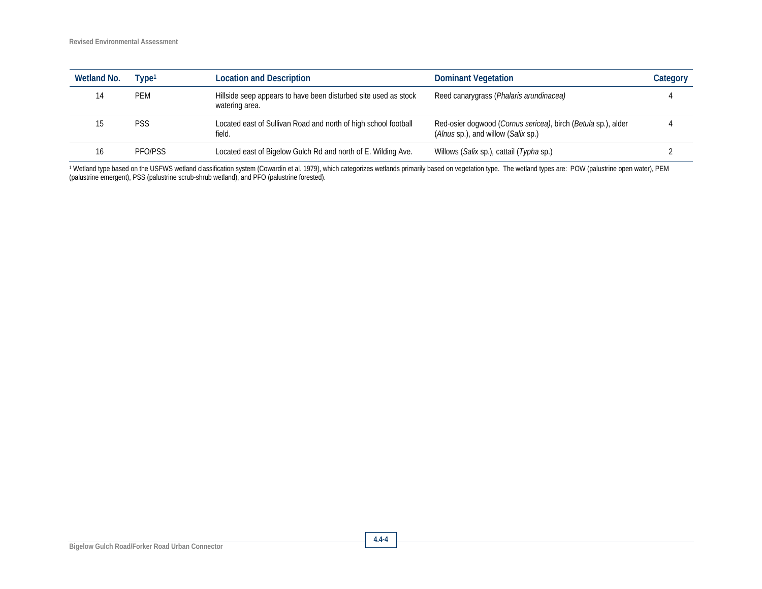| Wetland No. | Type[1] | Location and Description | Dominant Vegetation | Category |
|---|---|---|---|---|
| 14 | PEM | Hillside seep appears to have been disturbed site used as stock watering area. | Reed canarygrass (*Phalaris arundinacea)* | 4 |
| 15 | PSS | Located east of Sullivan Road and north of high school football field. | Red-osier dogwood (*Cornus sericea)*, birch (*Betula* sp.), alder (*Alnus* sp.), and willow (*Salix* sp.) | 4 |
| 16 | PFO/PSS | Located east of Bigelow Gulch Rd and north of E. Wilding Ave. | Willows (*Salix* sp.), cattail (*Typha* sp.) | 2 |

[1] Wetland type based on the USFWS wetland classification system (Cowardin et al. 1979), which categorizes wetlands primarily based on vegetation type. The wetland types are: POW (palustrine open water), PEM (palustrine emergent), PSS (palustrine scrub-shrub wetland), and PFO (palustrine forested).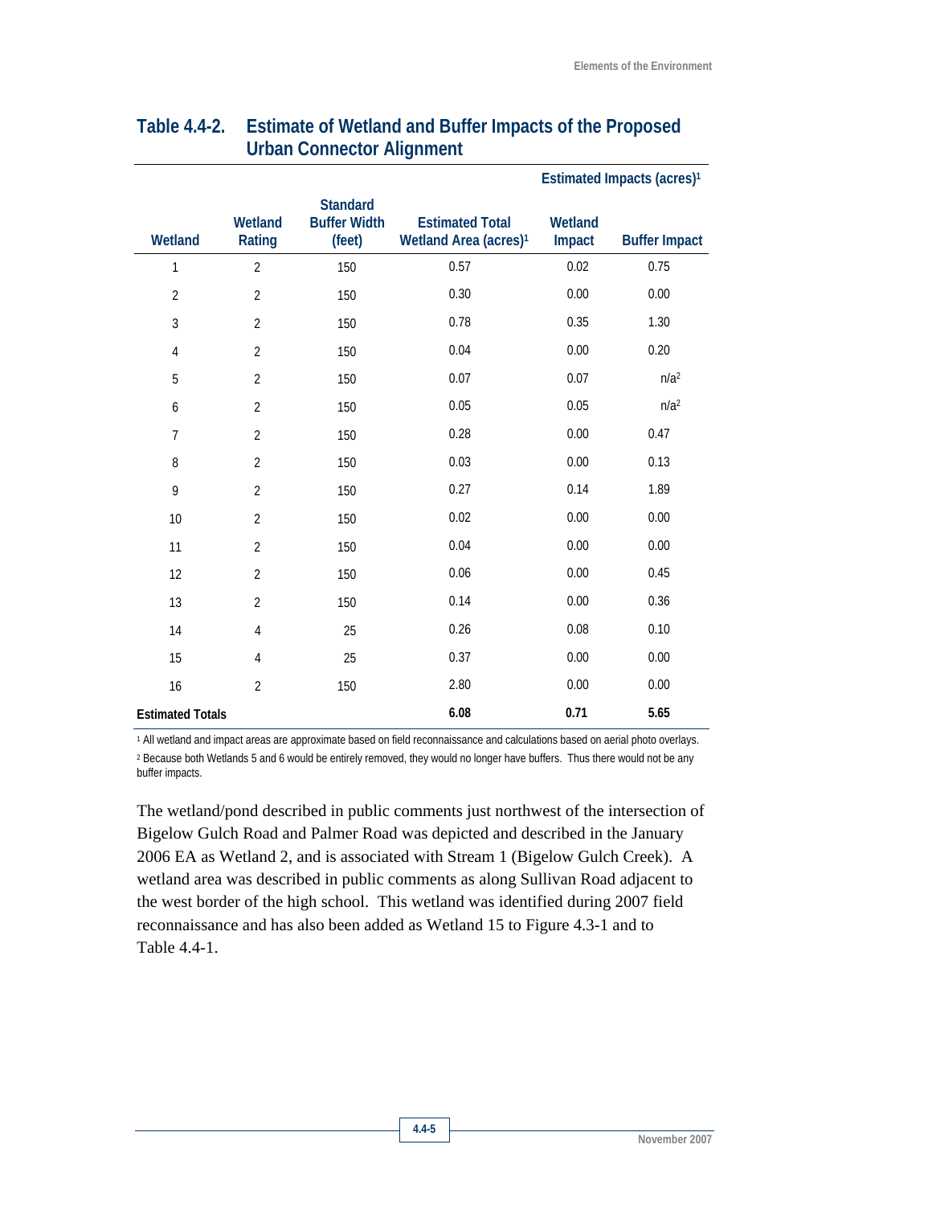**Table 4.4-2. Estimate of Wetland and Buffer Impacts of the Proposed Urban Connector Alignment**

| | | | | Estimated Impacts (acres)[1] | |
|---|---|---|---|---|---|
| Wetland | Wetland Rating | Standard Buffer Width (feet) | Estimated Total Wetland Area (acres)[1] | Wetland Impact | Buffer Impact |
| 1 | 2 | 150 | 0.57 | 0.02 | 0.75 |
| 2 | 2 | 150 | 0.30 | 0.00 | 0.00 |
| 3 | 2 | 150 | 0.78 | 0.35 | 1.30 |
| 4 | 2 | 150 | 0.04 | 0.00 | 0.20 |
| 5 | 2 | 150 | 0.07 | 0.07 | n/a[2] |
| 6 | 2 | 150 | 0.05 | 0.05 | n/a[2] |
| 7 | 2 | 150 | 0.28 | 0.00 | 0.47 |
| 8 | 2 | 150 | 0.03 | 0.00 | 0.13 |
| 9 | 2 | 150 | 0.27 | 0.14 | 1.89 |
| 10 | 2 | 150 | 0.02 | 0.00 | 0.00 |
| 11 | 2 | 150 | 0.04 | 0.00 | 0.00 |
| 12 | 2 | 150 | 0.06 | 0.00 | 0.45 |
| 13 | 2 | 150 | 0.14 | 0.00 | 0.36 |
| 14 | 4 | 25 | 0.26 | 0.08 | 0.10 |
| 15 | 4 | 25 | 0.37 | 0.00 | 0.00 |
| 16 | 2 | 150 | 2.80 | 0.00 | 0.00 |
| **Estimated Totals** | | | **6.08** | **0.71** | **5.65** |

[1] All wetland and impact areas are approximate based on field reconnaissance and calculations based on aerial photo overlays.

[2] Because both Wetlands 5 and 6 would be entirely removed, they would no longer have buffers. Thus there would not be any buffer impacts.

The wetland/pond described in public comments just northwest of the intersection of Bigelow Gulch Road and Palmer Road was depicted and described in the January 2006 EA as Wetland 2, and is associated with Stream 1 (Bigelow Gulch Creek). A wetland area was described in public comments as along Sullivan Road adjacent to the west border of the high school. This wetland was identified during 2007 field reconnaissance and has also been added as Wetland 15 to Figure 4.3-1 and to Table 4.4-1.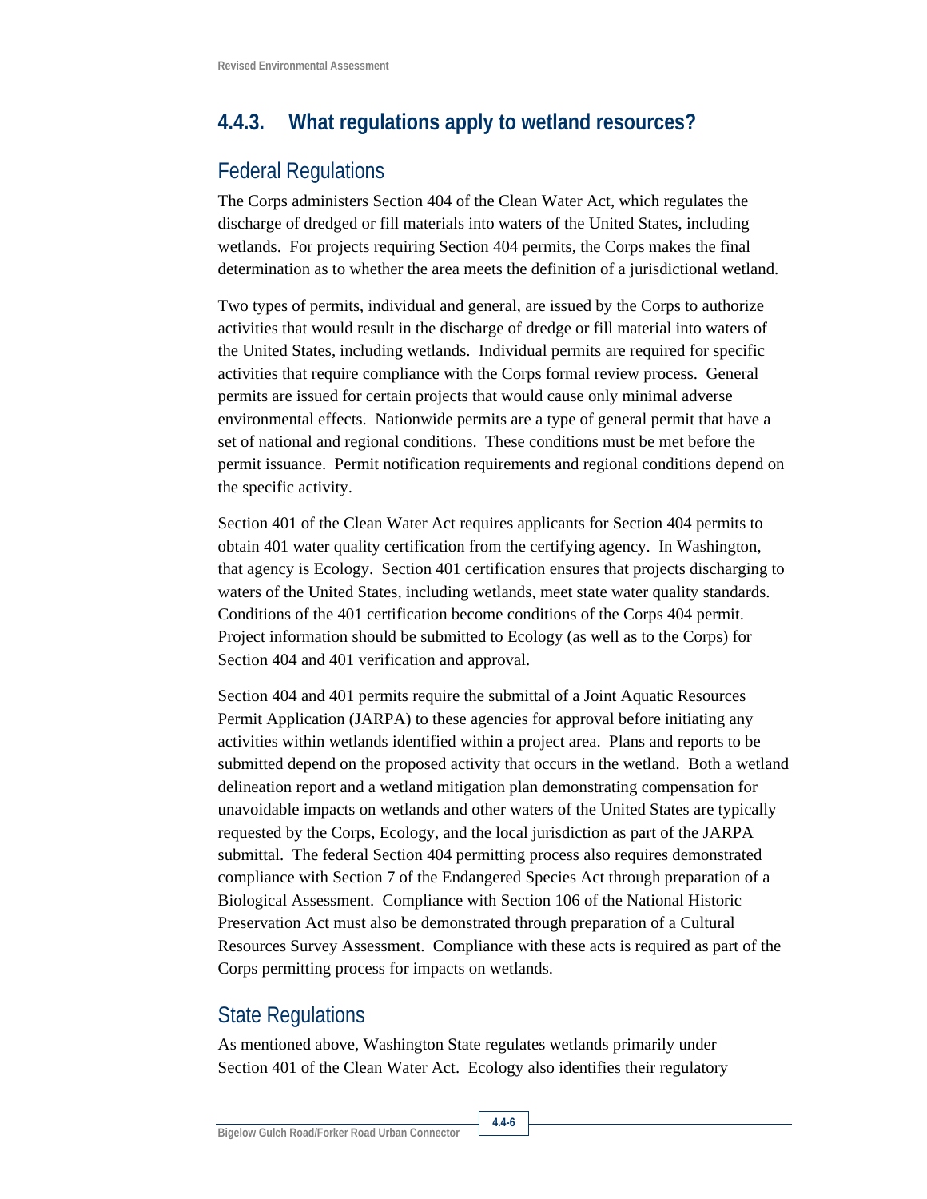### 4.4.3. What regulations apply to wetland resources?

#### Federal Regulations

The Corps administers Section 404 of the Clean Water Act, which regulates the discharge of dredged or fill materials into waters of the United States, including wetlands. For projects requiring Section 404 permits, the Corps makes the final determination as to whether the area meets the definition of a jurisdictional wetland.

Two types of permits, individual and general, are issued by the Corps to authorize activities that would result in the discharge of dredge or fill material into waters of the United States, including wetlands. Individual permits are required for specific activities that require compliance with the Corps formal review process. General permits are issued for certain projects that would cause only minimal adverse environmental effects. Nationwide permits are a type of general permit that have a set of national and regional conditions. These conditions must be met before the permit issuance. Permit notification requirements and regional conditions depend on the specific activity.

Section 401 of the Clean Water Act requires applicants for Section 404 permits to obtain 401 water quality certification from the certifying agency. In Washington, that agency is Ecology. Section 401 certification ensures that projects discharging to waters of the United States, including wetlands, meet state water quality standards. Conditions of the 401 certification become conditions of the Corps 404 permit. Project information should be submitted to Ecology (as well as to the Corps) for Section 404 and 401 verification and approval.

Section 404 and 401 permits require the submittal of a Joint Aquatic Resources Permit Application (JARPA) to these agencies for approval before initiating any activities within wetlands identified within a project area. Plans and reports to be submitted depend on the proposed activity that occurs in the wetland. Both a wetland delineation report and a wetland mitigation plan demonstrating compensation for unavoidable impacts on wetlands and other waters of the United States are typically requested by the Corps, Ecology, and the local jurisdiction as part of the JARPA submittal. The federal Section 404 permitting process also requires demonstrated compliance with Section 7 of the Endangered Species Act through preparation of a Biological Assessment. Compliance with Section 106 of the National Historic Preservation Act must also be demonstrated through preparation of a Cultural Resources Survey Assessment. Compliance with these acts is required as part of the Corps permitting process for impacts on wetlands.

#### State Regulations

As mentioned above, Washington State regulates wetlands primarily under Section 401 of the Clean Water Act. Ecology also identifies their regulatory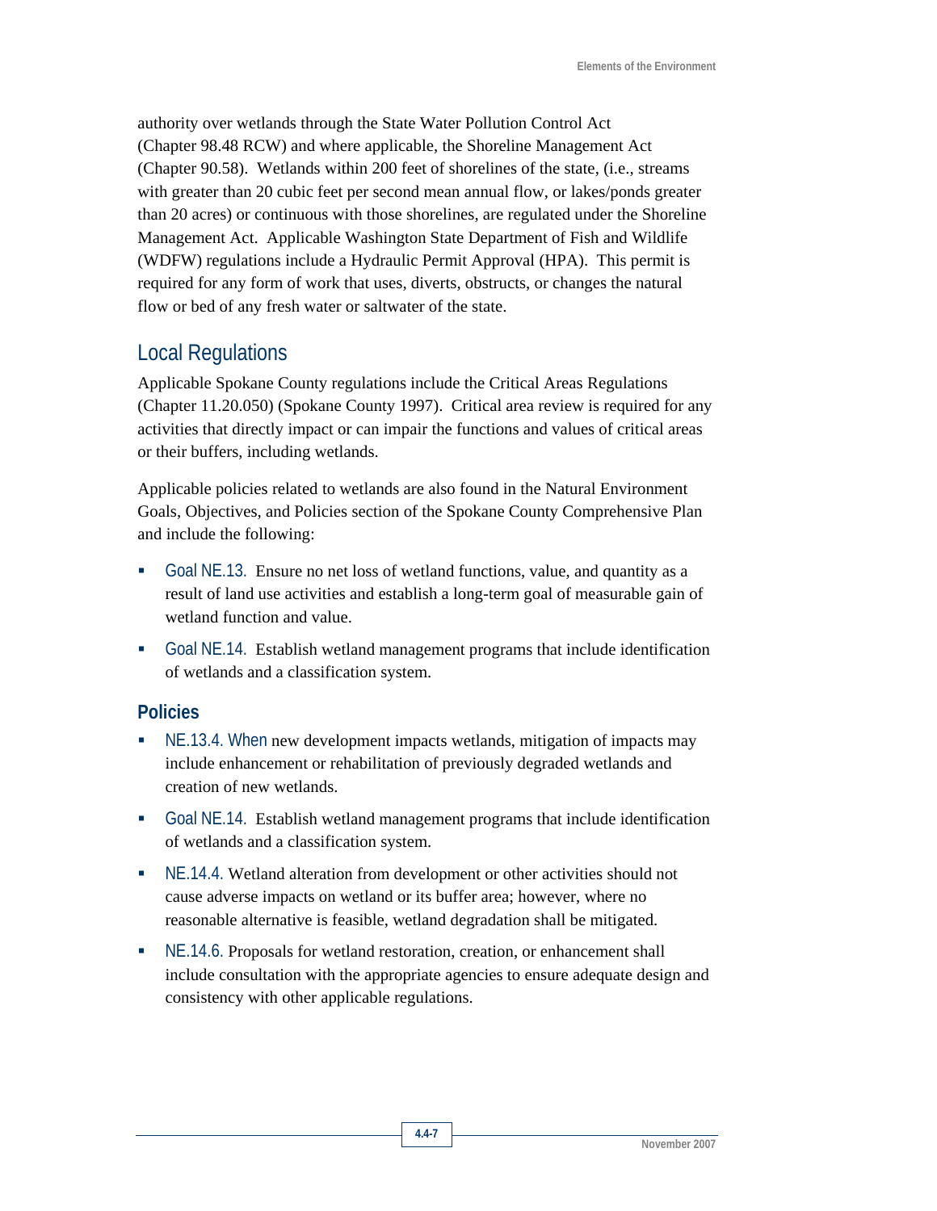authority over wetlands through the State Water Pollution Control Act (Chapter 98.48 RCW) and where applicable, the Shoreline Management Act (Chapter 90.58). Wetlands within 200 feet of shorelines of the state, (i.e., streams with greater than 20 cubic feet per second mean annual flow, or lakes/ponds greater than 20 acres) or continuous with those shorelines, are regulated under the Shoreline Management Act. Applicable Washington State Department of Fish and Wildlife (WDFW) regulations include a Hydraulic Permit Approval (HPA). This permit is required for any form of work that uses, diverts, obstructs, or changes the natural flow or bed of any fresh water or saltwater of the state.

## Local Regulations

Applicable Spokane County regulations include the Critical Areas Regulations (Chapter 11.20.050) (Spokane County 1997). Critical area review is required for any activities that directly impact or can impair the functions and values of critical areas or their buffers, including wetlands.

Applicable policies related to wetlands are also found in the Natural Environment Goals, Objectives, and Policies section of the Spokane County Comprehensive Plan and include the following:

- Goal NE.13. Ensure no net loss of wetland functions, value, and quantity as a result of land use activities and establish a long-term goal of measurable gain of wetland function and value.
- Goal NE.14. Establish wetland management programs that include identification of wetlands and a classification system.

### Policies

- NE.13.4. When new development impacts wetlands, mitigation of impacts may include enhancement or rehabilitation of previously degraded wetlands and creation of new wetlands.
- Goal NE.14. Establish wetland management programs that include identification of wetlands and a classification system.
- NE.14.4. Wetland alteration from development or other activities should not cause adverse impacts on wetland or its buffer area; however, where no reasonable alternative is feasible, wetland degradation shall be mitigated.
- NE.14.6. Proposals for wetland restoration, creation, or enhancement shall include consultation with the appropriate agencies to ensure adequate design and consistency with other applicable regulations.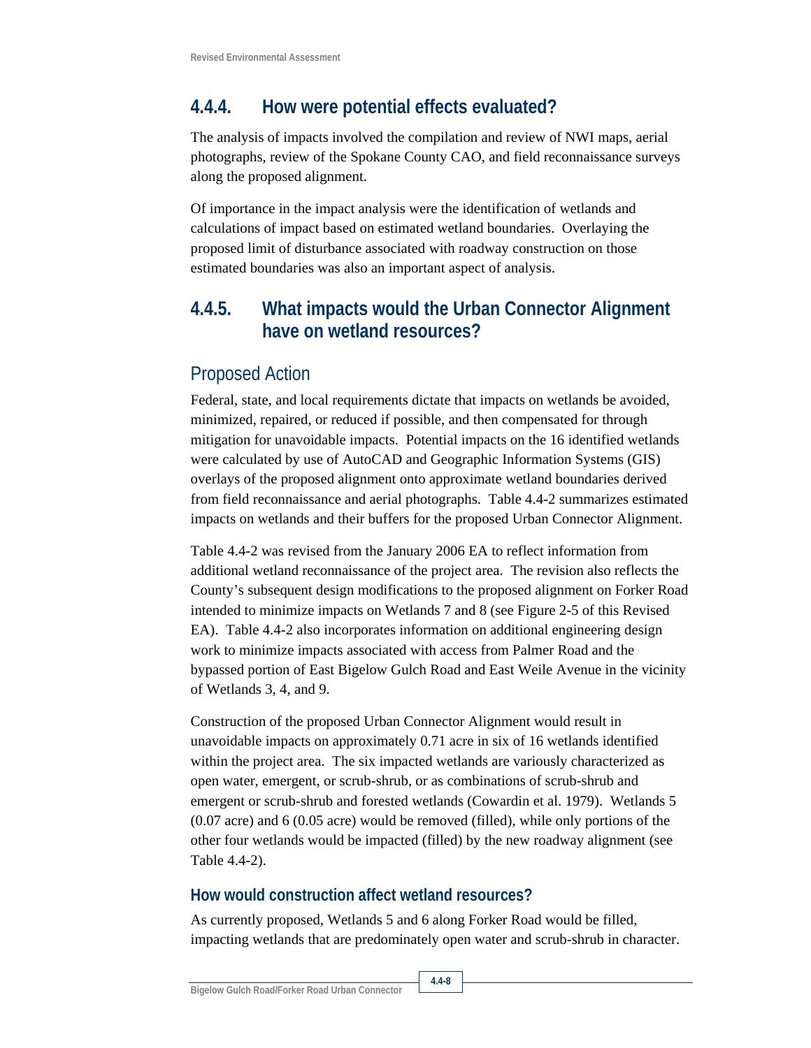## 4.4.4. How were potential effects evaluated?

The analysis of impacts involved the compilation and review of NWI maps, aerial photographs, review of the Spokane County CAO, and field reconnaissance surveys along the proposed alignment.

Of importance in the impact analysis were the identification of wetlands and calculations of impact based on estimated wetland boundaries. Overlaying the proposed limit of disturbance associated with roadway construction on those estimated boundaries was also an important aspect of analysis.

## 4.4.5. What impacts would the Urban Connector Alignment have on wetland resources?

### Proposed Action

Federal, state, and local requirements dictate that impacts on wetlands be avoided, minimized, repaired, or reduced if possible, and then compensated for through mitigation for unavoidable impacts. Potential impacts on the 16 identified wetlands were calculated by use of AutoCAD and Geographic Information Systems (GIS) overlays of the proposed alignment onto approximate wetland boundaries derived from field reconnaissance and aerial photographs. Table 4.4-2 summarizes estimated impacts on wetlands and their buffers for the proposed Urban Connector Alignment.

Table 4.4-2 was revised from the January 2006 EA to reflect information from additional wetland reconnaissance of the project area. The revision also reflects the County's subsequent design modifications to the proposed alignment on Forker Road intended to minimize impacts on Wetlands 7 and 8 (see Figure 2-5 of this Revised EA). Table 4.4-2 also incorporates information on additional engineering design work to minimize impacts associated with access from Palmer Road and the bypassed portion of East Bigelow Gulch Road and East Weile Avenue in the vicinity of Wetlands 3, 4, and 9.

Construction of the proposed Urban Connector Alignment would result in unavoidable impacts on approximately 0.71 acre in six of 16 wetlands identified within the project area. The six impacted wetlands are variously characterized as open water, emergent, or scrub-shrub, or as combinations of scrub-shrub and emergent or scrub-shrub and forested wetlands (Cowardin et al. 1979). Wetlands 5 (0.07 acre) and 6 (0.05 acre) would be removed (filled), while only portions of the other four wetlands would be impacted (filled) by the new roadway alignment (see Table 4.4-2).

#### How would construction affect wetland resources?

As currently proposed, Wetlands 5 and 6 along Forker Road would be filled, impacting wetlands that are predominately open water and scrub-shrub in character.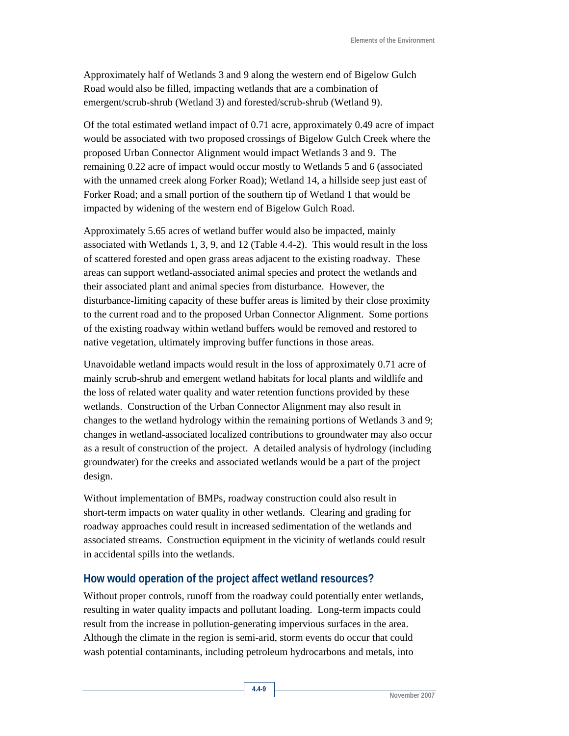Approximately half of Wetlands 3 and 9 along the western end of Bigelow Gulch Road would also be filled, impacting wetlands that are a combination of emergent/scrub-shrub (Wetland 3) and forested/scrub-shrub (Wetland 9).

Of the total estimated wetland impact of 0.71 acre, approximately 0.49 acre of impact would be associated with two proposed crossings of Bigelow Gulch Creek where the proposed Urban Connector Alignment would impact Wetlands 3 and 9. The remaining 0.22 acre of impact would occur mostly to Wetlands 5 and 6 (associated with the unnamed creek along Forker Road); Wetland 14, a hillside seep just east of Forker Road; and a small portion of the southern tip of Wetland 1 that would be impacted by widening of the western end of Bigelow Gulch Road.

Approximately 5.65 acres of wetland buffer would also be impacted, mainly associated with Wetlands 1, 3, 9, and 12 (Table 4.4-2). This would result in the loss of scattered forested and open grass areas adjacent to the existing roadway. These areas can support wetland-associated animal species and protect the wetlands and their associated plant and animal species from disturbance. However, the disturbance-limiting capacity of these buffer areas is limited by their close proximity to the current road and to the proposed Urban Connector Alignment. Some portions of the existing roadway within wetland buffers would be removed and restored to native vegetation, ultimately improving buffer functions in those areas.

Unavoidable wetland impacts would result in the loss of approximately 0.71 acre of mainly scrub-shrub and emergent wetland habitats for local plants and wildlife and the loss of related water quality and water retention functions provided by these wetlands. Construction of the Urban Connector Alignment may also result in changes to the wetland hydrology within the remaining portions of Wetlands 3 and 9; changes in wetland-associated localized contributions to groundwater may also occur as a result of construction of the project. A detailed analysis of hydrology (including groundwater) for the creeks and associated wetlands would be a part of the project design.

Without implementation of BMPs, roadway construction could also result in short-term impacts on water quality in other wetlands. Clearing and grading for roadway approaches could result in increased sedimentation of the wetlands and associated streams. Construction equipment in the vicinity of wetlands could result in accidental spills into the wetlands.

## How would operation of the project affect wetland resources?

Without proper controls, runoff from the roadway could potentially enter wetlands, resulting in water quality impacts and pollutant loading. Long-term impacts could result from the increase in pollution-generating impervious surfaces in the area. Although the climate in the region is semi-arid, storm events do occur that could wash potential contaminants, including petroleum hydrocarbons and metals, into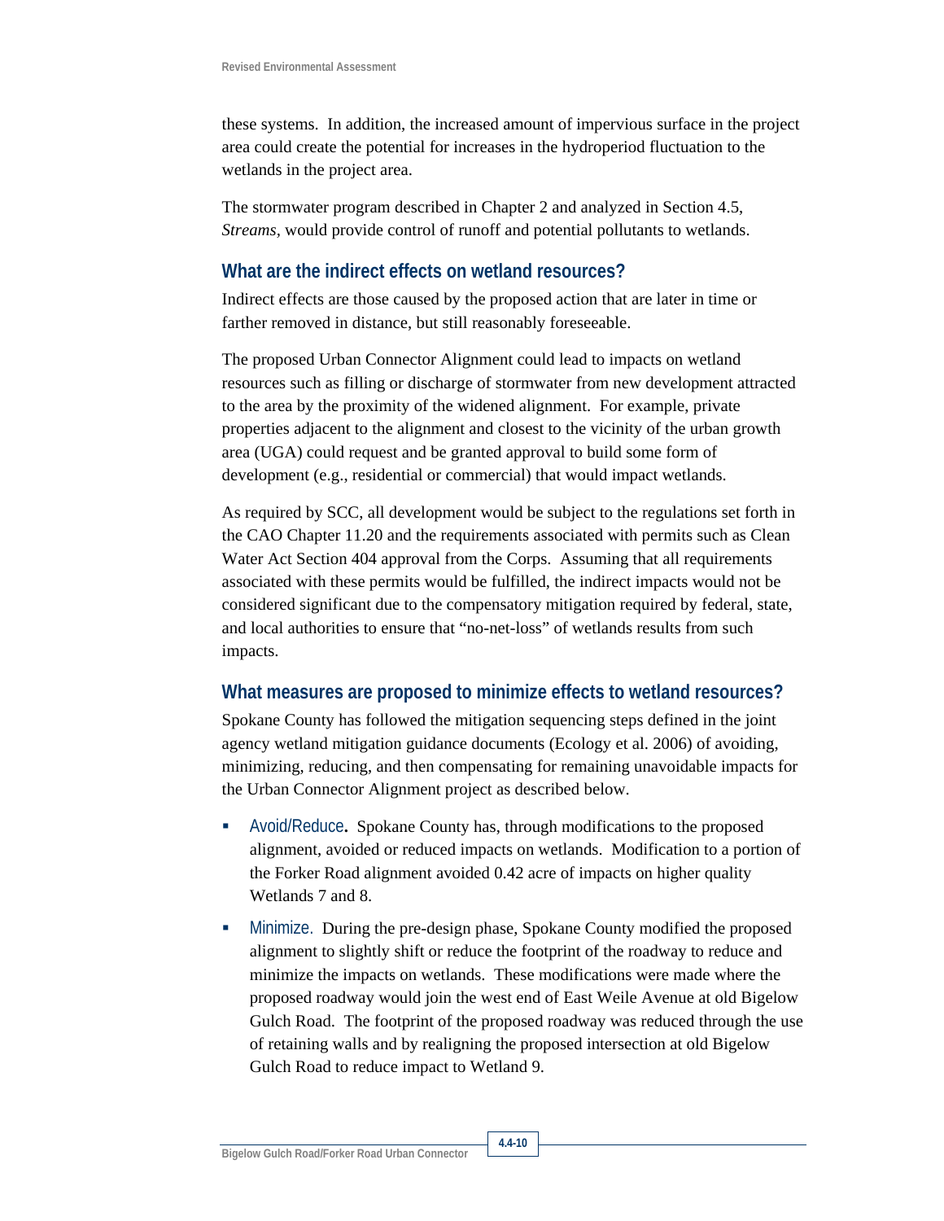these systems. In addition, the increased amount of impervious surface in the project area could create the potential for increases in the hydroperiod fluctuation to the wetlands in the project area.

The stormwater program described in Chapter 2 and analyzed in Section 4.5, *Streams*, would provide control of runoff and potential pollutants to wetlands.

### What are the indirect effects on wetland resources?

Indirect effects are those caused by the proposed action that are later in time or farther removed in distance, but still reasonably foreseeable.

The proposed Urban Connector Alignment could lead to impacts on wetland resources such as filling or discharge of stormwater from new development attracted to the area by the proximity of the widened alignment. For example, private properties adjacent to the alignment and closest to the vicinity of the urban growth area (UGA) could request and be granted approval to build some form of development (e.g., residential or commercial) that would impact wetlands.

As required by SCC, all development would be subject to the regulations set forth in the CAO Chapter 11.20 and the requirements associated with permits such as Clean Water Act Section 404 approval from the Corps. Assuming that all requirements associated with these permits would be fulfilled, the indirect impacts would not be considered significant due to the compensatory mitigation required by federal, state, and local authorities to ensure that "no-net-loss" of wetlands results from such impacts.

### What measures are proposed to minimize effects to wetland resources?

Spokane County has followed the mitigation sequencing steps defined in the joint agency wetland mitigation guidance documents (Ecology et al. 2006) of avoiding, minimizing, reducing, and then compensating for remaining unavoidable impacts for the Urban Connector Alignment project as described below.

- Avoid/Reduce**.** Spokane County has, through modifications to the proposed alignment, avoided or reduced impacts on wetlands. Modification to a portion of the Forker Road alignment avoided 0.42 acre of impacts on higher quality Wetlands 7 and 8.
- Minimize. During the pre-design phase, Spokane County modified the proposed alignment to slightly shift or reduce the footprint of the roadway to reduce and minimize the impacts on wetlands. These modifications were made where the proposed roadway would join the west end of East Weile Avenue at old Bigelow Gulch Road. The footprint of the proposed roadway was reduced through the use of retaining walls and by realigning the proposed intersection at old Bigelow Gulch Road to reduce impact to Wetland 9.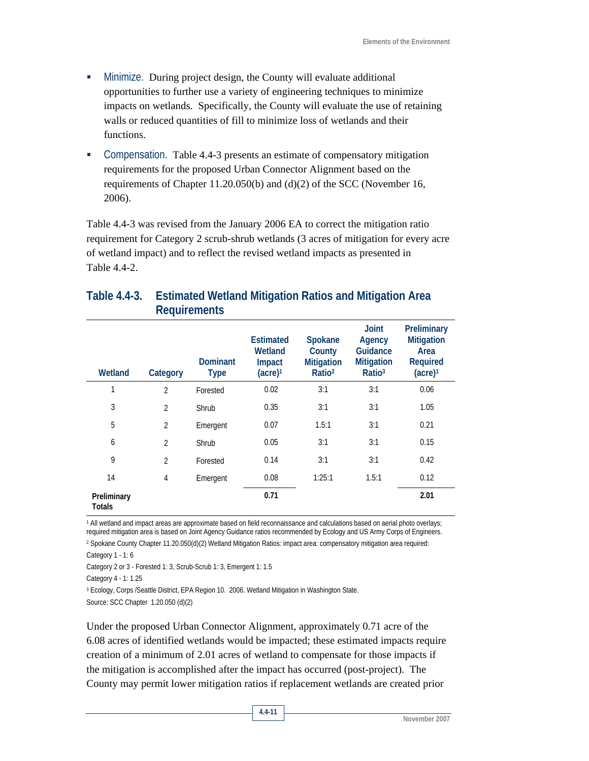- Minimize. During project design, the County will evaluate additional opportunities to further use a variety of engineering techniques to minimize impacts on wetlands. Specifically, the County will evaluate the use of retaining walls or reduced quantities of fill to minimize loss of wetlands and their functions.
- Compensation. Table 4.4-3 presents an estimate of compensatory mitigation requirements for the proposed Urban Connector Alignment based on the requirements of Chapter 11.20.050(b) and (d)(2) of the SCC (November 16, 2006).

Table 4.4-3 was revised from the January 2006 EA to correct the mitigation ratio requirement for Category 2 scrub-shrub wetlands (3 acres of mitigation for every acre of wetland impact) and to reflect the revised wetland impacts as presented in Table 4.4-2.

### Table 4.4-3. Estimated Wetland Mitigation Ratios and Mitigation Area Requirements

| Wetland | Category | Dominant Type | Estimated Wetland Impact (acre)[1] | Spokane County Mitigation Ratio[2] | Joint Agency Guidance Mitigation Ratio[3] | Preliminary Mitigation Area Required (acre)[1] |
|---|---|---|---|---|---|---|
| 1 | 2 | Forested | 0.02 | 3:1 | 3:1 | 0.06 |
| 3 | 2 | Shrub | 0.35 | 3:1 | 3:1 | 1.05 |
| 5 | 2 | Emergent | 0.07 | 1.5:1 | 3:1 | 0.21 |
| 6 | 2 | Shrub | 0.05 | 3:1 | 3:1 | 0.15 |
| 9 | 2 | Forested | 0.14 | 3:1 | 3:1 | 0.42 |
| 14 | 4 | Emergent | 0.08 | 1:25:1 | 1.5:1 | 0.12 |
| **Preliminary Totals** | | | **0.71** | | | **2.01** |

[1] All wetland and impact areas are approximate based on field reconnaissance and calculations based on aerial photo overlays; required mitigation area is based on Joint Agency Guidance ratios recommended by Ecology and US Army Corps of Engineers.

[2] Spokane County Chapter 11.20.050(d)(2) Wetland Mitigation Ratios: impact area: compensatory mitigation area required:

Category 1 - 1: 6

Category 2 or 3 - Forested 1: 3, Scrub-Scrub 1: 3, Emergent 1: 1.5

Category 4 - 1: 1.25

[3] Ecology, Corps /Seattle District, EPA Region 10. 2006. Wetland Mitigation in Washington State.

Source: SCC Chapter 1.20.050 (d)(2)

Under the proposed Urban Connector Alignment, approximately 0.71 acre of the 6.08 acres of identified wetlands would be impacted; these estimated impacts require creation of a minimum of 2.01 acres of wetland to compensate for those impacts if the mitigation is accomplished after the impact has occurred (post-project). The County may permit lower mitigation ratios if replacement wetlands are created prior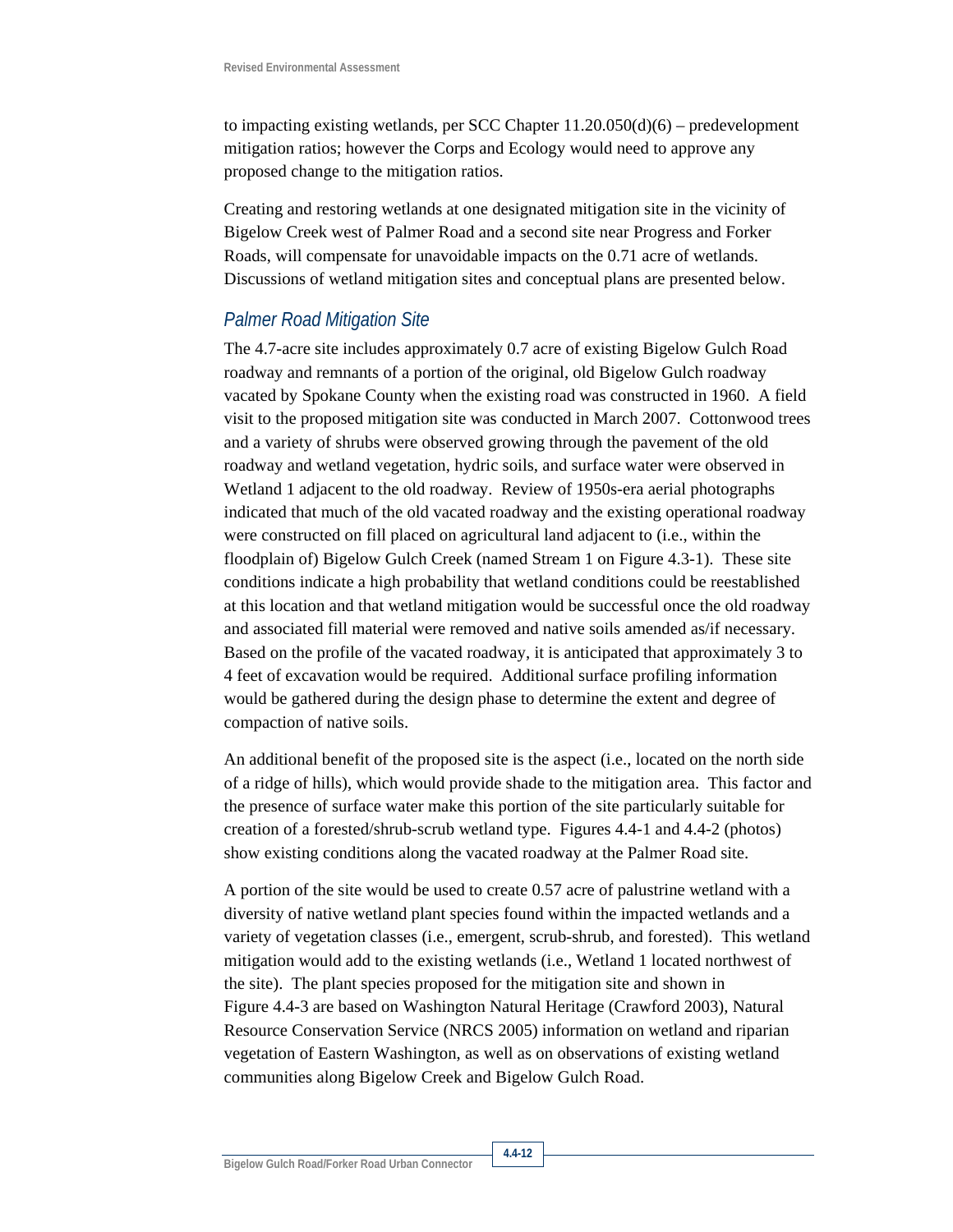to impacting existing wetlands, per SCC Chapter 11.20.050(d)(6) – predevelopment mitigation ratios; however the Corps and Ecology would need to approve any proposed change to the mitigation ratios.

Creating and restoring wetlands at one designated mitigation site in the vicinity of Bigelow Creek west of Palmer Road and a second site near Progress and Forker Roads, will compensate for unavoidable impacts on the 0.71 acre of wetlands. Discussions of wetland mitigation sites and conceptual plans are presented below.

### *Palmer Road Mitigation Site*

The 4.7-acre site includes approximately 0.7 acre of existing Bigelow Gulch Road roadway and remnants of a portion of the original, old Bigelow Gulch roadway vacated by Spokane County when the existing road was constructed in 1960. A field visit to the proposed mitigation site was conducted in March 2007. Cottonwood trees and a variety of shrubs were observed growing through the pavement of the old roadway and wetland vegetation, hydric soils, and surface water were observed in Wetland 1 adjacent to the old roadway. Review of 1950s-era aerial photographs indicated that much of the old vacated roadway and the existing operational roadway were constructed on fill placed on agricultural land adjacent to (i.e., within the floodplain of) Bigelow Gulch Creek (named Stream 1 on Figure 4.3-1). These site conditions indicate a high probability that wetland conditions could be reestablished at this location and that wetland mitigation would be successful once the old roadway and associated fill material were removed and native soils amended as/if necessary. Based on the profile of the vacated roadway, it is anticipated that approximately 3 to 4 feet of excavation would be required. Additional surface profiling information would be gathered during the design phase to determine the extent and degree of compaction of native soils.

An additional benefit of the proposed site is the aspect (i.e., located on the north side of a ridge of hills), which would provide shade to the mitigation area. This factor and the presence of surface water make this portion of the site particularly suitable for creation of a forested/shrub-scrub wetland type. Figures 4.4-1 and 4.4-2 (photos) show existing conditions along the vacated roadway at the Palmer Road site.

A portion of the site would be used to create 0.57 acre of palustrine wetland with a diversity of native wetland plant species found within the impacted wetlands and a variety of vegetation classes (i.e., emergent, scrub-shrub, and forested). This wetland mitigation would add to the existing wetlands (i.e., Wetland 1 located northwest of the site). The plant species proposed for the mitigation site and shown in Figure 4.4-3 are based on Washington Natural Heritage (Crawford 2003), Natural Resource Conservation Service (NRCS 2005) information on wetland and riparian vegetation of Eastern Washington, as well as on observations of existing wetland communities along Bigelow Creek and Bigelow Gulch Road.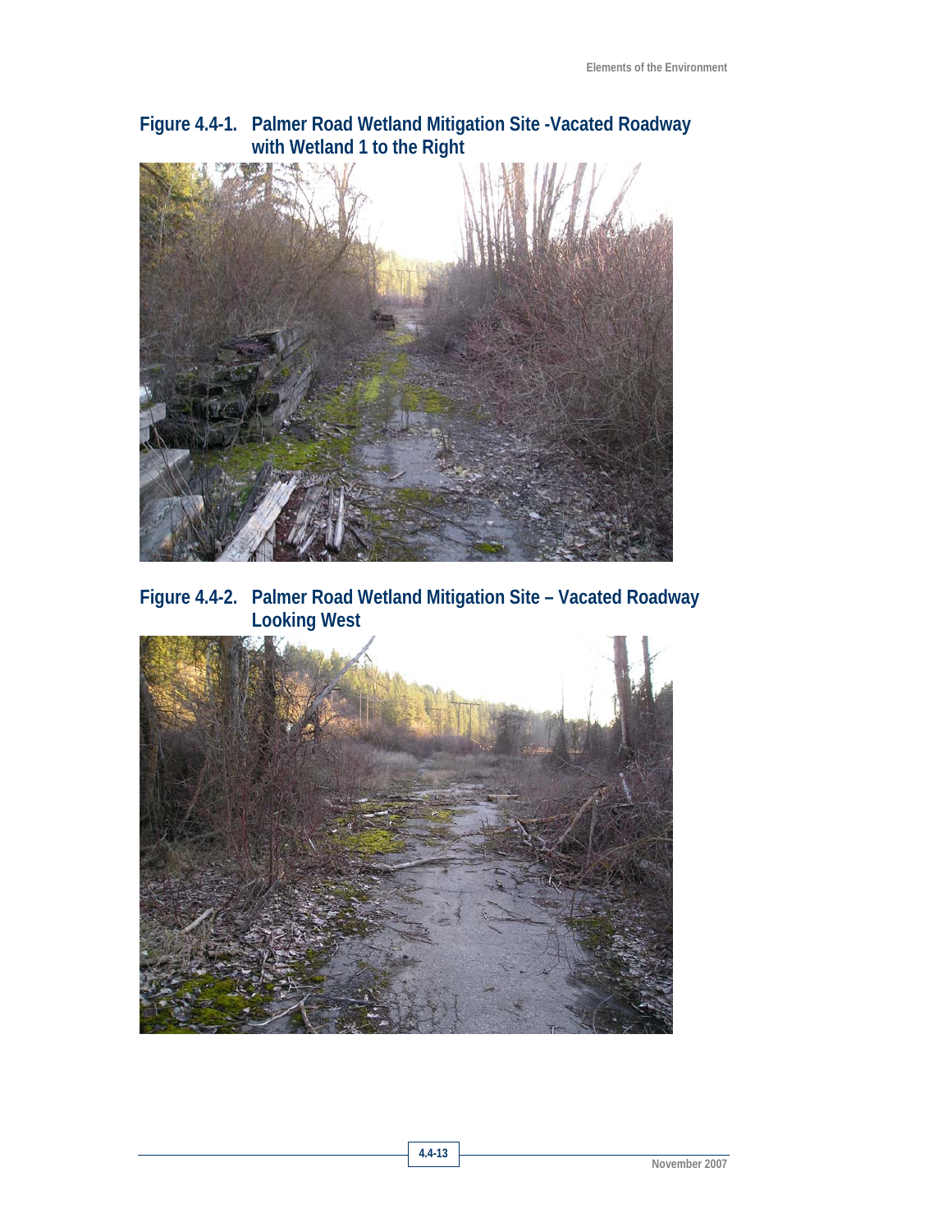**Figure 4.4-1. Palmer Road Wetland Mitigation Site -Vacated Roadway with Wetland 1 to the Right**

**Figure 4.4-2. Palmer Road Wetland Mitigation Site – Vacated Roadway Looking West**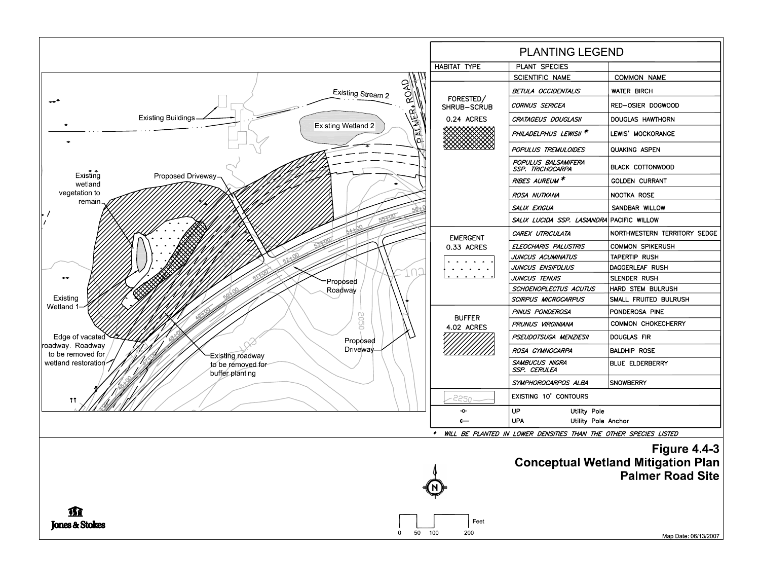## PLANTING LEGEND

| HABITAT TYPE | PLANT SPECIES | |
|---|---|---|
| | SCIENTIFIC NAME | COMMON NAME |
| FORESTED/ SHRUB–SCRUB 0.24 ACRES | *BETULA OCCIDENTALIS* | WATER BIRCH |
| | *CORNUS SERICEA* | RED–OSIER DOGWOOD |
| | *CRATAGEUS DOUGLASII* | DOUGLAS HAWTHORN |
| | *PHILADELPHUS LEWISII* * | LEWIS' MOCKORANGE |
| | *POPULUS TREMULOIDES* | QUAKING ASPEN |
| | *POPULUS BALSAMIFERA SSP. TRICHOCARPA* | BLACK COTTONWOOD |
| | *RIBES AUREUM* * | GOLDEN CURRANT |
| | *ROSA NUTKANA* | NOOTKA ROSE |
| | *SALIX EXIGUA* | SANDBAR WILLOW |
| | *SALIX LUCIDA SSP. LASIANDRA* | PACIFIC WILLOW |
| EMERGENT 0.33 ACRES | *CAREX UTRICULATA* | NORTHWESTERN TERRITORY SEDGE |
| | *ELEOCHARIS PALUSTRIS* | COMMON SPIKERUSH |
| | *JUNCUS ACUMINATUS* | TAPERTIP RUSH |
| | *JUNCUS ENSIFOLIUS* | DAGGERLEAF RUSH |
| | *JUNCUS TENUIS* | SLENDER RUSH |
| | *SCHOENOPLECTUS ACUTUS* | HARD STEM BULRUSH |
| | *SCIRPUS MICROCARPUS* | SMALL FRUITED BULRUSH |
| BUFFER 4.02 ACRES | *PINUS PONDEROSA* | PONDEROSA PINE |
| | *PRUNUS VIRGINIANA* | COMMON CHOKECHERRY |
| | *PSEUDOTSUGA MENZIESII* | DOUGLAS FIR |
| | *ROSA GYMNOCARPA* | BALDHIP ROSE |
| | *SAMBUCUS NIGRA SSP. CERULEA* | BLUE ELDERBERRY |
| | *SYMPHOROCARPOS ALBA* | SNOWBERRY |
| 2250 | EXISTING 10' CONTOURS | |
| | UP — Utility Pole | |
| | UPA — Utility Pole Anchor | |

\* *WILL BE PLANTED IN LOWER DENSITIES THAN THE OTHER SPECIES LISTED*

Map labels: Existing Stream 2; Existing Buildings; Existing Wetland 2; PALMER ROAD; Proposed Driveway; Existing wetland vegetation to remain; Existing Wetland 1; Edge of vacated roadway. Roadway to be removed for wetland restoration; Existing roadway to be removed for buffer planting; Proposed Roadway; Proposed Driveway; CUT; 2050.

**Figure 4.4-3**
**Conceptual Wetland Mitigation Plan**
**Palmer Road Site**

Scale: 0, 50, 100, 200 Feet

Jones & Stokes

Map Date: 06/13/2007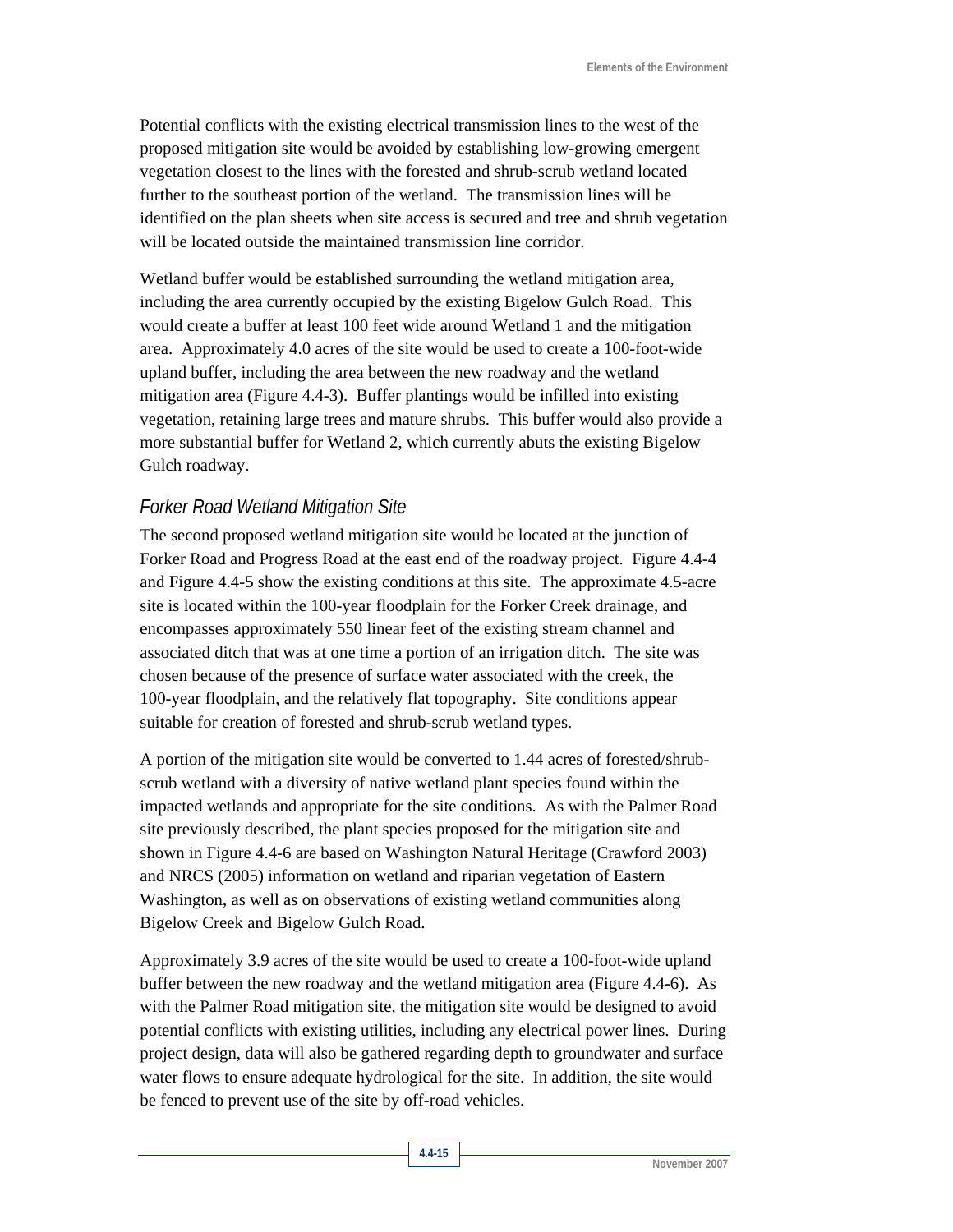Potential conflicts with the existing electrical transmission lines to the west of the proposed mitigation site would be avoided by establishing low-growing emergent vegetation closest to the lines with the forested and shrub-scrub wetland located further to the southeast portion of the wetland. The transmission lines will be identified on the plan sheets when site access is secured and tree and shrub vegetation will be located outside the maintained transmission line corridor.

Wetland buffer would be established surrounding the wetland mitigation area, including the area currently occupied by the existing Bigelow Gulch Road. This would create a buffer at least 100 feet wide around Wetland 1 and the mitigation area. Approximately 4.0 acres of the site would be used to create a 100-foot-wide upland buffer, including the area between the new roadway and the wetland mitigation area (Figure 4.4-3). Buffer plantings would be infilled into existing vegetation, retaining large trees and mature shrubs. This buffer would also provide a more substantial buffer for Wetland 2, which currently abuts the existing Bigelow Gulch roadway.

### *Forker Road Wetland Mitigation Site*

The second proposed wetland mitigation site would be located at the junction of Forker Road and Progress Road at the east end of the roadway project. Figure 4.4-4 and Figure 4.4-5 show the existing conditions at this site. The approximate 4.5-acre site is located within the 100-year floodplain for the Forker Creek drainage, and encompasses approximately 550 linear feet of the existing stream channel and associated ditch that was at one time a portion of an irrigation ditch. The site was chosen because of the presence of surface water associated with the creek, the 100-year floodplain, and the relatively flat topography. Site conditions appear suitable for creation of forested and shrub-scrub wetland types.

A portion of the mitigation site would be converted to 1.44 acres of forested/shrub-scrub wetland with a diversity of native wetland plant species found within the impacted wetlands and appropriate for the site conditions. As with the Palmer Road site previously described, the plant species proposed for the mitigation site and shown in Figure 4.4-6 are based on Washington Natural Heritage (Crawford 2003) and NRCS (2005) information on wetland and riparian vegetation of Eastern Washington, as well as on observations of existing wetland communities along Bigelow Creek and Bigelow Gulch Road.

Approximately 3.9 acres of the site would be used to create a 100-foot-wide upland buffer between the new roadway and the wetland mitigation area (Figure 4.4-6). As with the Palmer Road mitigation site, the mitigation site would be designed to avoid potential conflicts with existing utilities, including any electrical power lines. During project design, data will also be gathered regarding depth to groundwater and surface water flows to ensure adequate hydrological for the site. In addition, the site would be fenced to prevent use of the site by off-road vehicles.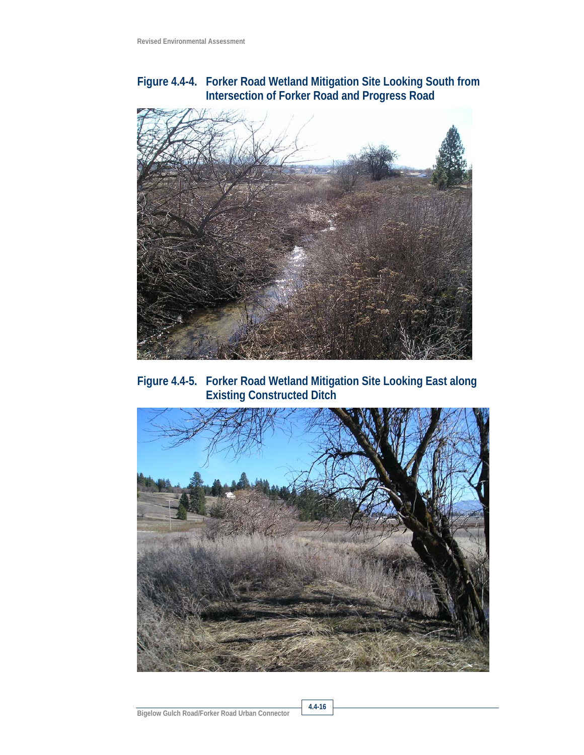**Figure 4.4-4. Forker Road Wetland Mitigation Site Looking South from Intersection of Forker Road and Progress Road**

**Figure 4.4-5. Forker Road Wetland Mitigation Site Looking East along Existing Constructed Ditch**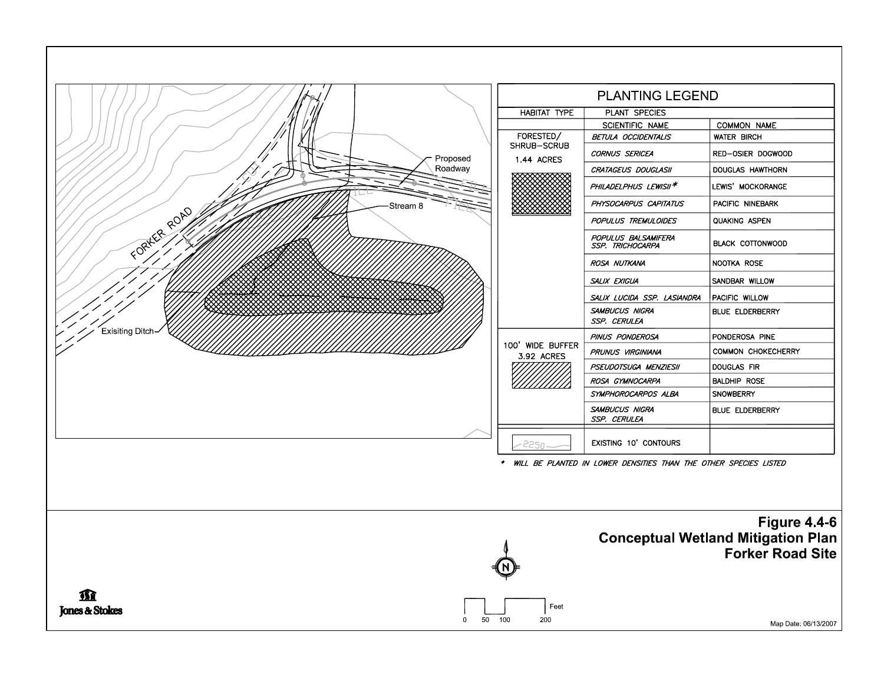Proposed Roadway

Stream 8

FORKER ROAD

Exisiting Ditch

## PLANTING LEGEND

| HABITAT TYPE | SCIENTIFIC NAME | COMMON NAME |
|---|---|---|
| FORESTED/ SHRUB–SCRUB 1.44 ACRES | *BETULA OCCIDENTALIS* | WATER BIRCH |
| | *CORNUS SERICEA* | RED–OSIER DOGWOOD |
| | *CRATAGEUS DOUGLASII* | DOUGLAS HAWTHORN |
| | *PHILADELPHUS LEWISII* * | LEWIS' MOCKORANGE |
| | *PHYSOCARPUS CAPITATUS* | PACIFIC NINEBARK |
| | *POPULUS TREMULOIDES* | QUAKING ASPEN |
| | *POPULUS BALSAMIFERA SSP. TRICHOCARPA* | BLACK COTTONWOOD |
| | *ROSA NUTKANA* | NOOTKA ROSE |
| | *SALIX EXIGUA* | SANDBAR WILLOW |
| | *SALIX LUCIDA SSP. LASIANDRA* | PACIFIC WILLOW |
| | *SAMBUCUS NIGRA SSP. CERULEA* | BLUE ELDERBERRY |
| 100' WIDE BUFFER 3.92 ACRES | *PINUS PONDEROSA* | PONDEROSA PINE |
| | *PRUNUS VIRGINIANA* | COMMON CHOKECHERRY |
| | *PSEUDOTSUGA MENZIESII* | DOUGLAS FIR |
| | *ROSA GYMNOCARPA* | BALDHIP ROSE |
| | *SYMPHOROCARPOS ALBA* | SNOWBERRY |
| | *SAMBUCUS NIGRA SSP. CERULEA* | BLUE ELDERBERRY |
| 2250 | EXISTING 10' CONTOURS | |

\* *WILL BE PLANTED IN LOWER DENSITIES THAN THE OTHER SPECIES LISTED*

0 50 100 200 Feet

**Figure 4.4-6**
**Conceptual Wetland Mitigation Plan**
**Forker Road Site**

Jones & Stokes

Map Date: 06/13/2007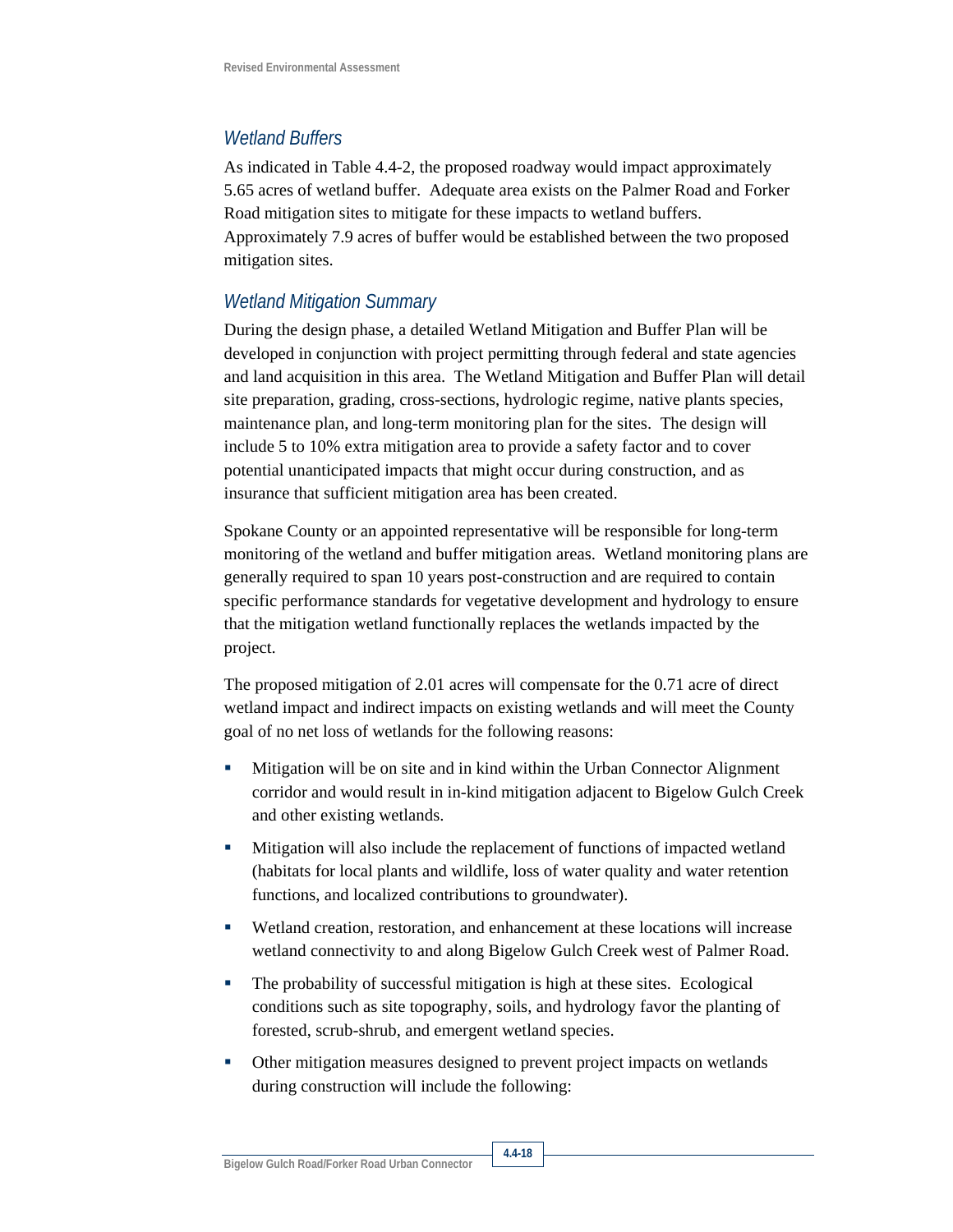### *Wetland Buffers*

As indicated in Table 4.4-2, the proposed roadway would impact approximately 5.65 acres of wetland buffer. Adequate area exists on the Palmer Road and Forker Road mitigation sites to mitigate for these impacts to wetland buffers. Approximately 7.9 acres of buffer would be established between the two proposed mitigation sites.

### *Wetland Mitigation Summary*

During the design phase, a detailed Wetland Mitigation and Buffer Plan will be developed in conjunction with project permitting through federal and state agencies and land acquisition in this area. The Wetland Mitigation and Buffer Plan will detail site preparation, grading, cross-sections, hydrologic regime, native plants species, maintenance plan, and long-term monitoring plan for the sites. The design will include 5 to 10% extra mitigation area to provide a safety factor and to cover potential unanticipated impacts that might occur during construction, and as insurance that sufficient mitigation area has been created.

Spokane County or an appointed representative will be responsible for long-term monitoring of the wetland and buffer mitigation areas. Wetland monitoring plans are generally required to span 10 years post-construction and are required to contain specific performance standards for vegetative development and hydrology to ensure that the mitigation wetland functionally replaces the wetlands impacted by the project.

The proposed mitigation of 2.01 acres will compensate for the 0.71 acre of direct wetland impact and indirect impacts on existing wetlands and will meet the County goal of no net loss of wetlands for the following reasons:

- Mitigation will be on site and in kind within the Urban Connector Alignment corridor and would result in in-kind mitigation adjacent to Bigelow Gulch Creek and other existing wetlands.
- Mitigation will also include the replacement of functions of impacted wetland (habitats for local plants and wildlife, loss of water quality and water retention functions, and localized contributions to groundwater).
- Wetland creation, restoration, and enhancement at these locations will increase wetland connectivity to and along Bigelow Gulch Creek west of Palmer Road.
- The probability of successful mitigation is high at these sites. Ecological conditions such as site topography, soils, and hydrology favor the planting of forested, scrub-shrub, and emergent wetland species.
- Other mitigation measures designed to prevent project impacts on wetlands during construction will include the following: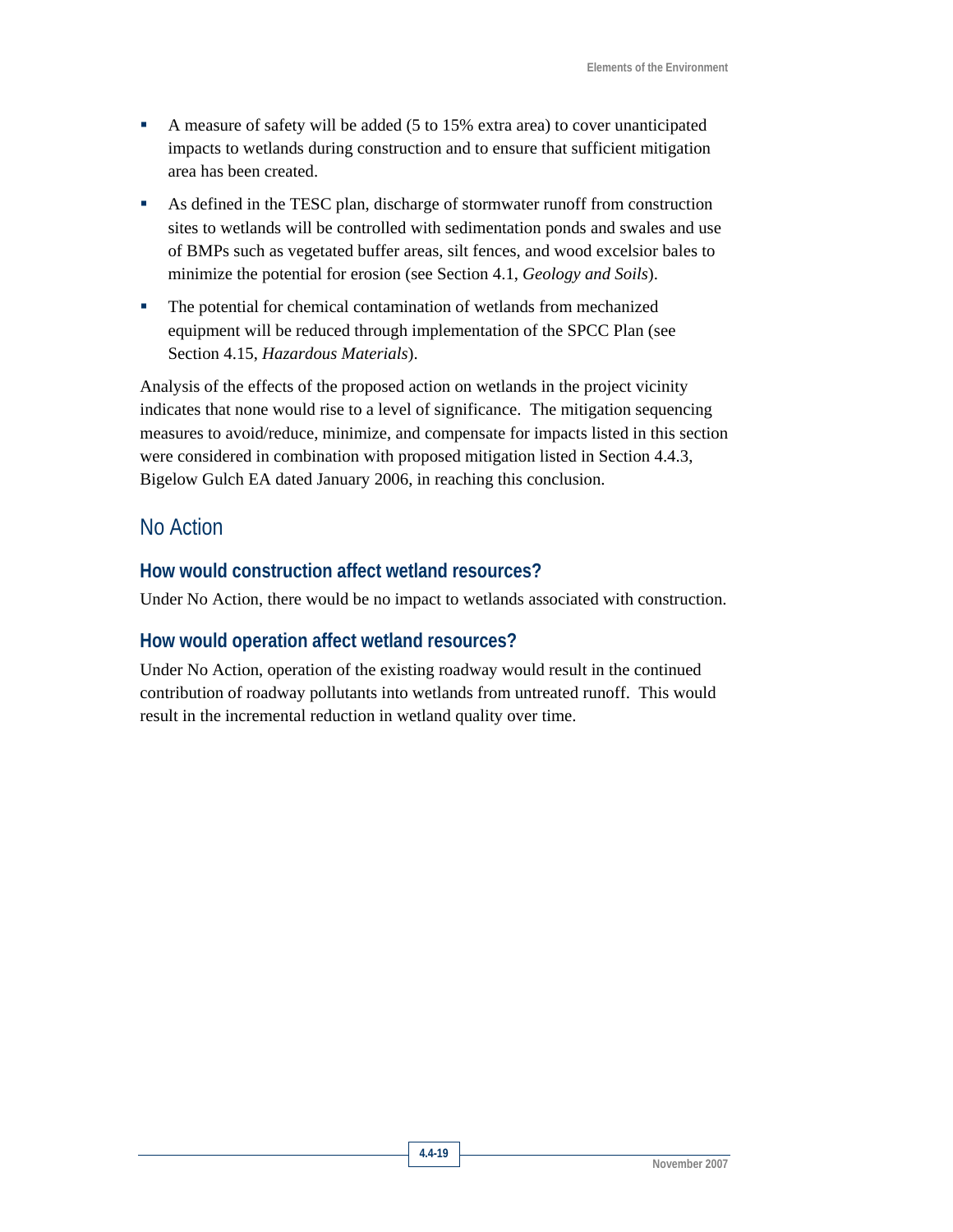- A measure of safety will be added (5 to 15% extra area) to cover unanticipated impacts to wetlands during construction and to ensure that sufficient mitigation area has been created.
- As defined in the TESC plan, discharge of stormwater runoff from construction sites to wetlands will be controlled with sedimentation ponds and swales and use of BMPs such as vegetated buffer areas, silt fences, and wood excelsior bales to minimize the potential for erosion (see Section 4.1, *Geology and Soils*).
- The potential for chemical contamination of wetlands from mechanized equipment will be reduced through implementation of the SPCC Plan (see Section 4.15, *Hazardous Materials*).

Analysis of the effects of the proposed action on wetlands in the project vicinity indicates that none would rise to a level of significance. The mitigation sequencing measures to avoid/reduce, minimize, and compensate for impacts listed in this section were considered in combination with proposed mitigation listed in Section 4.4.3, Bigelow Gulch EA dated January 2006, in reaching this conclusion.

## No Action

### How would construction affect wetland resources?

Under No Action, there would be no impact to wetlands associated with construction.

### How would operation affect wetland resources?

Under No Action, operation of the existing roadway would result in the continued contribution of roadway pollutants into wetlands from untreated runoff. This would result in the incremental reduction in wetland quality over time.